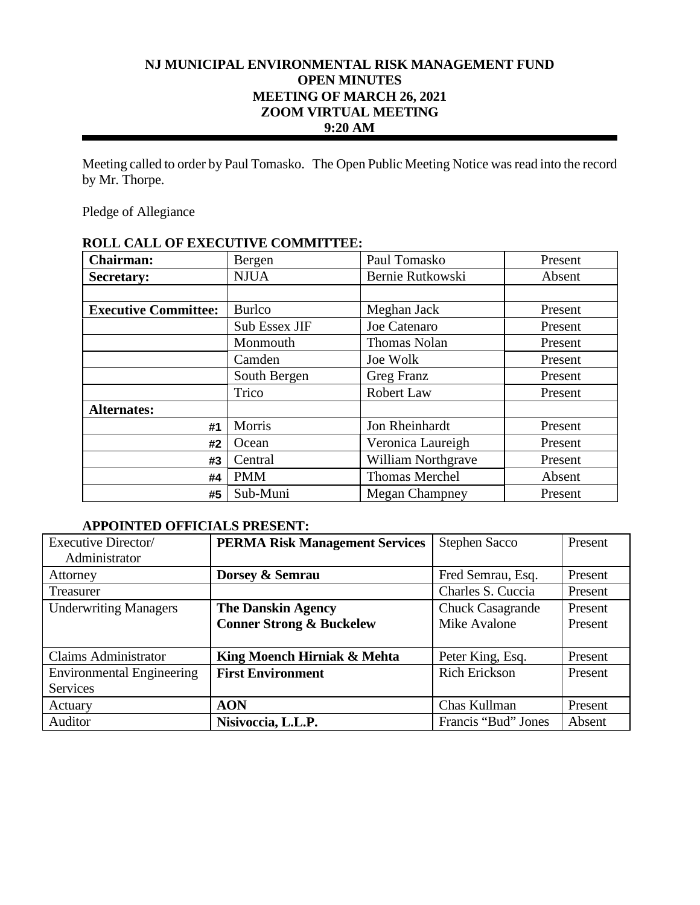**NJ MUNICIPAL ENVIRONMENTAL RISK MANAGEMENT FUND**
**OPEN MINUTES**
**MEETING OF MARCH 26, 2021**
**ZOOM VIRTUAL MEETING**
**9:20 AM**

---

Meeting called to order by Paul Tomasko. The Open Public Meeting Notice was read into the record by Mr. Thorpe.

Pledge of Allegiance

**ROLL CALL OF EXECUTIVE COMMITTEE:**

| | | | |
|---|---|---|---|
| **Chairman:** | Bergen | Paul Tomasko | Present |
| **Secretary:** | NJUA | Bernie Rutkowski | Absent |
| | | | |
| **Executive Committee:** | Burlco | Meghan Jack | Present |
| | Sub Essex JIF | Joe Catenaro | Present |
| | Monmouth | Thomas Nolan | Present |
| | Camden | Joe Wolk | Present |
| | South Bergen | Greg Franz | Present |
| | Trico | Robert Law | Present |
| **Alternates:** | | | |
| #1 | Morris | Jon Rheinhardt | Present |
| #2 | Ocean | Veronica Laureigh | Present |
| #3 | Central | William Northgrave | Present |
| #4 | PMM | Thomas Merchel | Absent |
| #5 | Sub-Muni | Megan Champney | Present |

**APPOINTED OFFICIALS PRESENT:**

| | | | |
|---|---|---|---|
| Executive Director/ Administrator | **PERMA Risk Management Services** | Stephen Sacco | Present |
| Attorney | **Dorsey & Semrau** | Fred Semrau, Esq. | Present |
| Treasurer | | Charles S. Cuccia | Present |
| Underwriting Managers | **The Danskin Agency**<br>**Conner Strong & Buckelew** | Chuck Casagrande<br>Mike Avalone | Present<br>Present |
| Claims Administrator | **King Moench Hirniak & Mehta** | Peter King, Esq. | Present |
| Environmental Engineering Services | **First Environment** | Rich Erickson | Present |
| Actuary | **AON** | Chas Kullman | Present |
| Auditor | **Nisivoccia, L.L.P.** | Francis "Bud" Jones | Absent |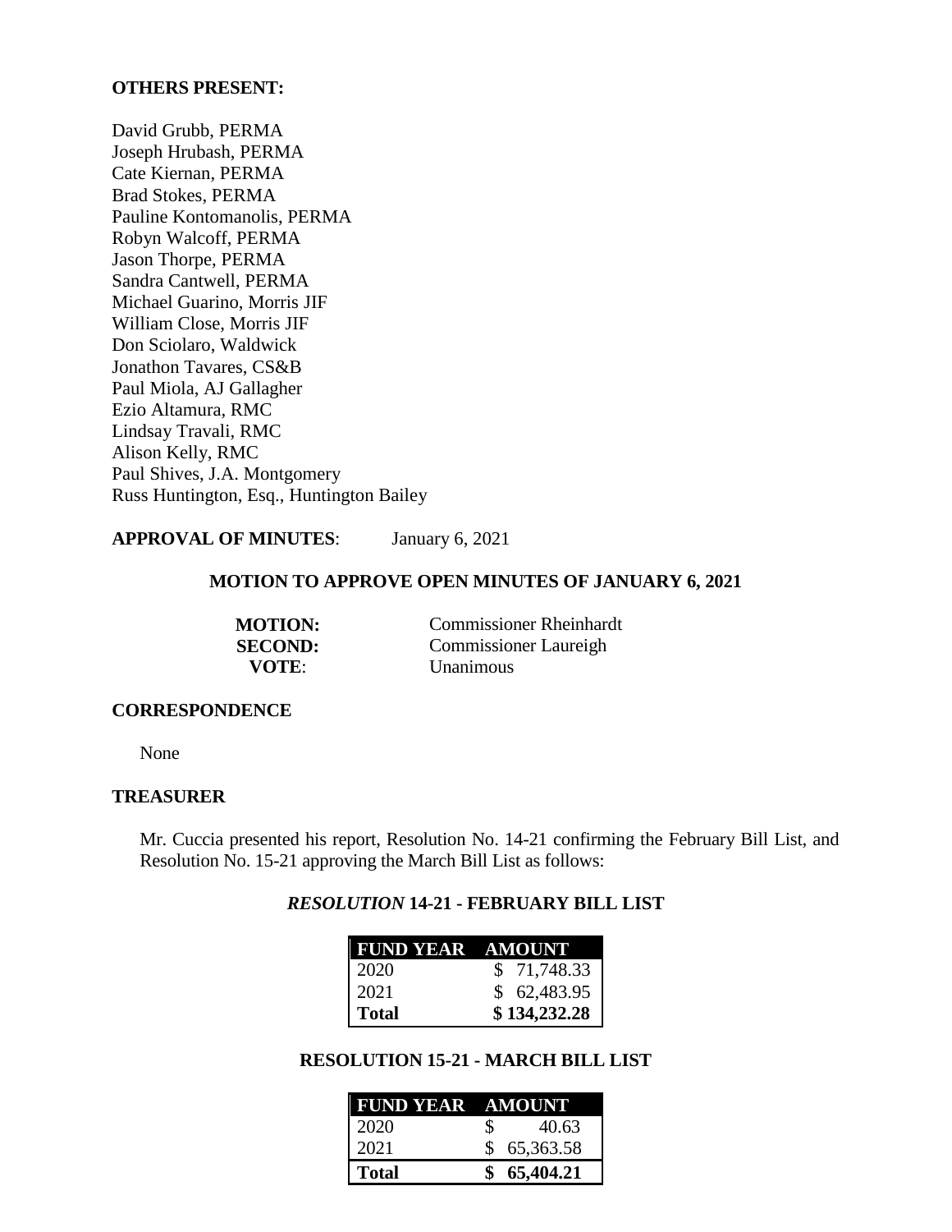**OTHERS PRESENT:**

David Grubb, PERMA
Joseph Hrubash, PERMA
Cate Kiernan, PERMA
Brad Stokes, PERMA
Pauline Kontomanolis, PERMA
Robyn Walcoff, PERMA
Jason Thorpe, PERMA
Sandra Cantwell, PERMA
Michael Guarino, Morris JIF
William Close, Morris JIF
Don Sciolaro, Waldwick
Jonathon Tavares, CS&B
Paul Miola, AJ Gallagher
Ezio Altamura, RMC
Lindsay Travali, RMC
Alison Kelly, RMC
Paul Shives, J.A. Montgomery
Russ Huntington, Esq., Huntington Bailey

**APPROVAL OF MINUTES**: January 6, 2021

**MOTION TO APPROVE OPEN MINUTES OF JANUARY 6, 2021**

**MOTION:** Commissioner Rheinhardt
**SECOND:** Commissioner Laureigh
**VOTE**: Unanimous

**CORRESPONDENCE**

None

**TREASURER**

Mr. Cuccia presented his report, Resolution No. 14-21 confirming the February Bill List, and Resolution No. 15-21 approving the March Bill List as follows:

***RESOLUTION* 14-21 - FEBRUARY BILL LIST**

| FUND YEAR | AMOUNT |
|---|---|
| 2020 | $ 71,748.33 |
| 2021 | $ 62,483.95 |
| **Total** | **$ 134,232.28** |

**RESOLUTION 15-21 - MARCH BILL LIST**

| FUND YEAR | AMOUNT |
|---|---|
| 2020 | $ 40.63 |
| 2021 | $ 65,363.58 |
| **Total** | **$ 65,404.21** |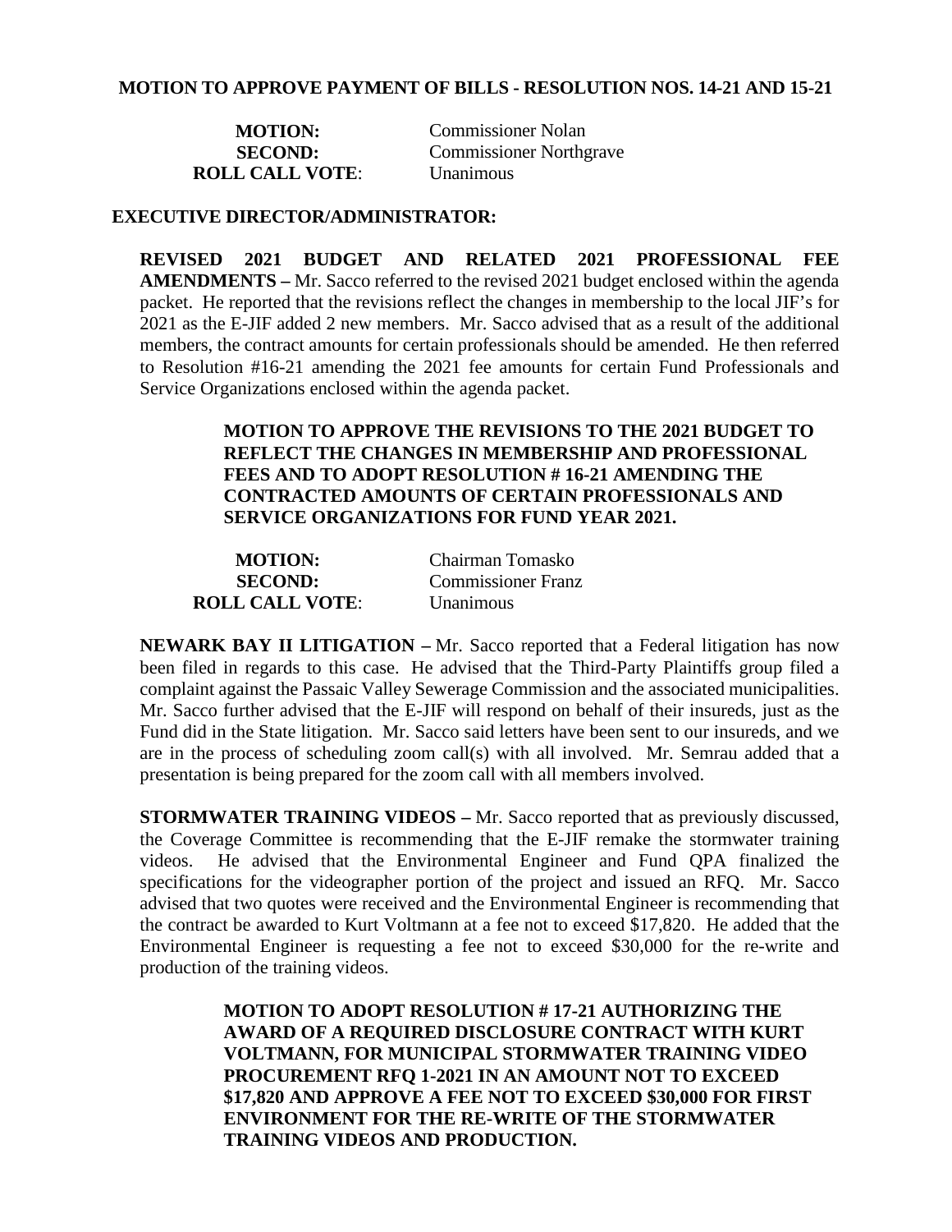**MOTION TO APPROVE PAYMENT OF BILLS - RESOLUTION NOS. 14-21 AND 15-21**

**MOTION:** Commissioner Nolan
**SECOND:** Commissioner Northgrave
**ROLL CALL VOTE**: Unanimous

**EXECUTIVE DIRECTOR/ADMINISTRATOR:**

**REVISED 2021 BUDGET AND RELATED 2021 PROFESSIONAL FEE AMENDMENTS –** Mr. Sacco referred to the revised 2021 budget enclosed within the agenda packet. He reported that the revisions reflect the changes in membership to the local JIF's for 2021 as the E-JIF added 2 new members. Mr. Sacco advised that as a result of the additional members, the contract amounts for certain professionals should be amended. He then referred to Resolution #16-21 amending the 2021 fee amounts for certain Fund Professionals and Service Organizations enclosed within the agenda packet.

**MOTION TO APPROVE THE REVISIONS TO THE 2021 BUDGET TO REFLECT THE CHANGES IN MEMBERSHIP AND PROFESSIONAL FEES AND TO ADOPT RESOLUTION # 16-21 AMENDING THE CONTRACTED AMOUNTS OF CERTAIN PROFESSIONALS AND SERVICE ORGANIZATIONS FOR FUND YEAR 2021.**

**MOTION:** Chairman Tomasko
**SECOND:** Commissioner Franz
**ROLL CALL VOTE**: Unanimous

**NEWARK BAY II LITIGATION –** Mr. Sacco reported that a Federal litigation has now been filed in regards to this case. He advised that the Third-Party Plaintiffs group filed a complaint against the Passaic Valley Sewerage Commission and the associated municipalities. Mr. Sacco further advised that the E-JIF will respond on behalf of their insureds, just as the Fund did in the State litigation. Mr. Sacco said letters have been sent to our insureds, and we are in the process of scheduling zoom call(s) with all involved. Mr. Semrau added that a presentation is being prepared for the zoom call with all members involved.

**STORMWATER TRAINING VIDEOS –** Mr. Sacco reported that as previously discussed, the Coverage Committee is recommending that the E-JIF remake the stormwater training videos. He advised that the Environmental Engineer and Fund QPA finalized the specifications for the videographer portion of the project and issued an RFQ. Mr. Sacco advised that two quotes were received and the Environmental Engineer is recommending that the contract be awarded to Kurt Voltmann at a fee not to exceed $17,820. He added that the Environmental Engineer is requesting a fee not to exceed $30,000 for the re-write and production of the training videos.

**MOTION TO ADOPT RESOLUTION # 17-21 AUTHORIZING THE AWARD OF A REQUIRED DISCLOSURE CONTRACT WITH KURT VOLTMANN, FOR MUNICIPAL STORMWATER TRAINING VIDEO PROCUREMENT RFQ 1-2021 IN AN AMOUNT NOT TO EXCEED $17,820 AND APPROVE A FEE NOT TO EXCEED $30,000 FOR FIRST ENVIRONMENT FOR THE RE-WRITE OF THE STORMWATER TRAINING VIDEOS AND PRODUCTION.**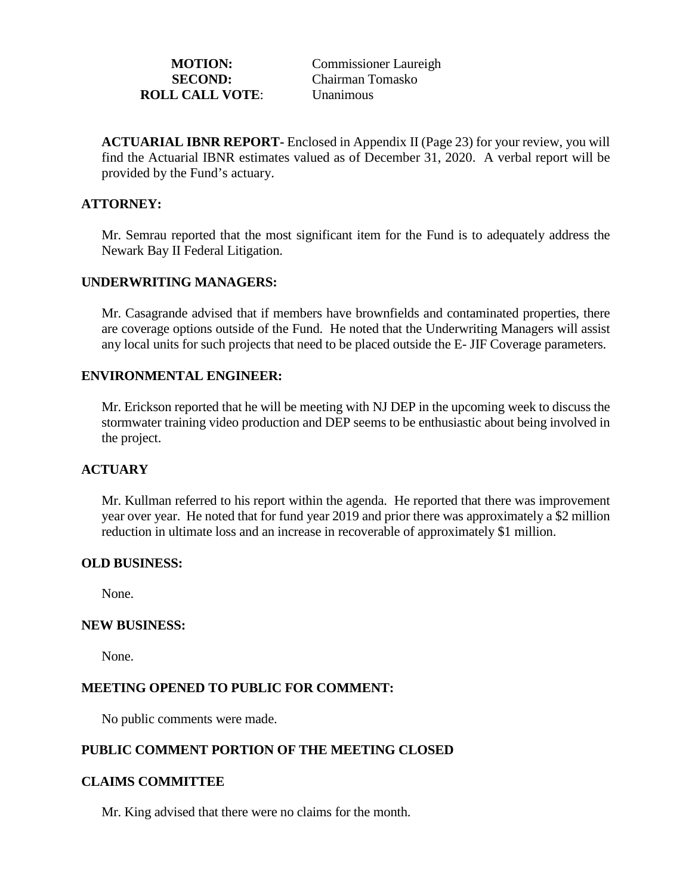**MOTION:** Commissioner Laureigh
**SECOND:** Chairman Tomasko
**ROLL CALL VOTE**: Unanimous

**ACTUARIAL IBNR REPORT-** Enclosed in Appendix II (Page 23) for your review, you will find the Actuarial IBNR estimates valued as of December 31, 2020. A verbal report will be provided by the Fund's actuary.

**ATTORNEY:**

Mr. Semrau reported that the most significant item for the Fund is to adequately address the Newark Bay II Federal Litigation.

**UNDERWRITING MANAGERS:**

Mr. Casagrande advised that if members have brownfields and contaminated properties, there are coverage options outside of the Fund. He noted that the Underwriting Managers will assist any local units for such projects that need to be placed outside the E- JIF Coverage parameters.

**ENVIRONMENTAL ENGINEER:**

Mr. Erickson reported that he will be meeting with NJ DEP in the upcoming week to discuss the stormwater training video production and DEP seems to be enthusiastic about being involved in the project.

**ACTUARY**

Mr. Kullman referred to his report within the agenda. He reported that there was improvement year over year. He noted that for fund year 2019 and prior there was approximately a $2 million reduction in ultimate loss and an increase in recoverable of approximately $1 million.

**OLD BUSINESS:**

None.

**NEW BUSINESS:**

None.

**MEETING OPENED TO PUBLIC FOR COMMENT:**

No public comments were made.

**PUBLIC COMMENT PORTION OF THE MEETING CLOSED**

**CLAIMS COMMITTEE**

Mr. King advised that there were no claims for the month.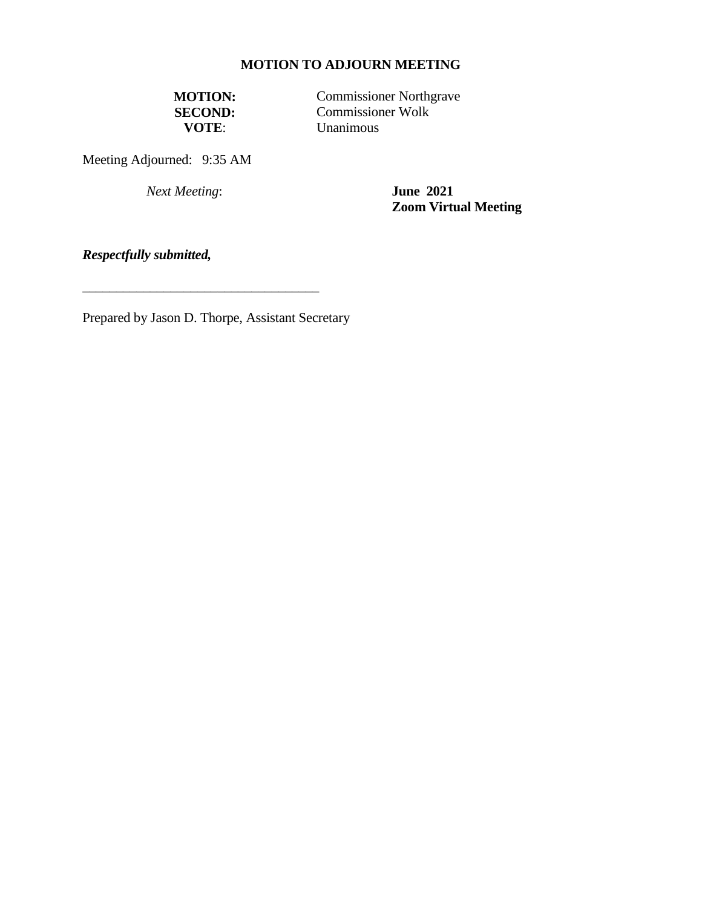## MOTION TO ADJOURN MEETING

**MOTION:** Commissioner Northgrave
**SECOND:** Commissioner Wolk
**VOTE**: Unanimous

Meeting Adjourned: 9:35 AM

*Next Meeting*: **June 2021**
**Zoom Virtual Meeting**

***Respectfully submitted,***

___________________________________

Prepared by Jason D. Thorpe, Assistant Secretary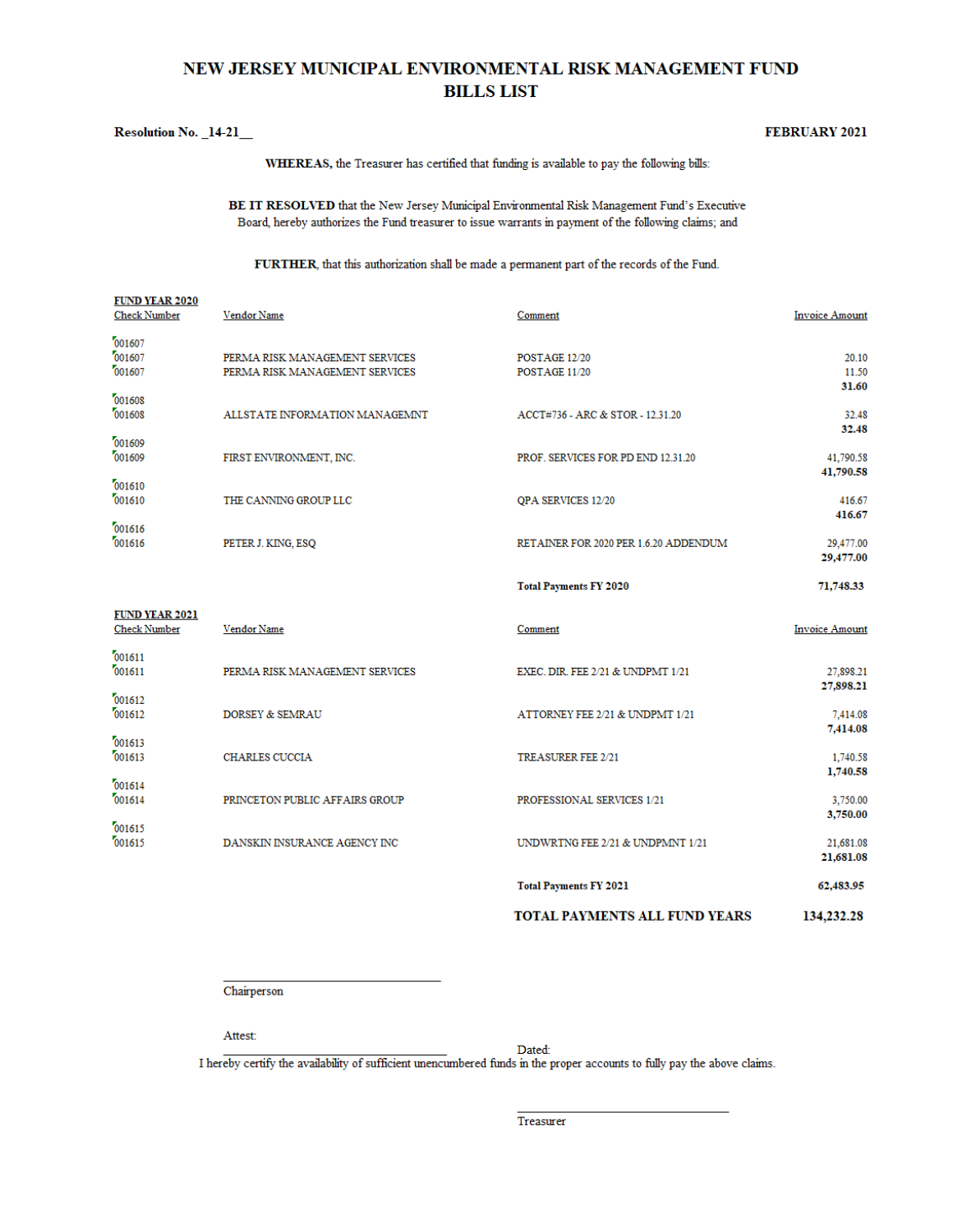# NEW JERSEY MUNICIPAL ENVIRONMENTAL RISK MANAGEMENT FUND
## BILLS LIST

**Resolution No. _14-21__** **FEBRUARY 2021**

**WHEREAS,** the Treasurer has certified that funding is available to pay the following bills:

**BE IT RESOLVED** that the New Jersey Municipal Environmental Risk Management Fund's Executive Board, hereby authorizes the Fund treasurer to issue warrants in payment of the following claims; and

**FURTHER**, that this authorization shall be made a permanent part of the records of the Fund.

**FUND YEAR 2020**

| Check Number | Vendor Name | Comment | Invoice Amount |
|---|---|---|---|
| 001607 | | | |
| 001607 | PERMA RISK MANAGEMENT SERVICES | POSTAGE 12/20 | 20.10 |
| 001607 | PERMA RISK MANAGEMENT SERVICES | POSTAGE 11/20 | 11.50 |
| | | | **31.60** |
| 001608 | | | |
| 001608 | ALLSTATE INFORMATION MANAGEMNT | ACCT#736 - ARC & STOR - 12.31.20 | 32.48 |
| | | | **32.48** |
| 001609 | | | |
| 001609 | FIRST ENVIRONMENT, INC. | PROF. SERVICES FOR PD END 12.31.20 | 41,790.58 |
| | | | **41,790.58** |
| 001610 | | | |
| 001610 | THE CANNING GROUP LLC | QPA SERVICES 12/20 | 416.67 |
| | | | **416.67** |
| 001616 | | | |
| 001616 | PETER J. KING, ESQ | RETAINER FOR 2020 PER 1.6.20 ADDENDUM | 29,477.00 |
| | | | **29,477.00** |
| | | **Total Payments FY 2020** | **71,748.33** |

**FUND YEAR 2021**

| Check Number | Vendor Name | Comment | Invoice Amount |
|---|---|---|---|
| 001611 | | | |
| 001611 | PERMA RISK MANAGEMENT SERVICES | EXEC. DIR. FEE 2/21 & UNDPMT 1/21 | 27,898.21 |
| | | | **27,898.21** |
| 001612 | | | |
| 001612 | DORSEY & SEMRAU | ATTORNEY FEE 2/21 & UNDPMT 1/21 | 7,414.08 |
| | | | **7,414.08** |
| 001613 | | | |
| 001613 | CHARLES CUCCIA | TREASURER FEE 2/21 | 1,740.58 |
| | | | **1,740.58** |
| 001614 | | | |
| 001614 | PRINCETON PUBLIC AFFAIRS GROUP | PROFESSIONAL SERVICES 1/21 | 3,750.00 |
| | | | **3,750.00** |
| 001615 | | | |
| 001615 | DANSKIN INSURANCE AGENCY INC | UNDWRTNG FEE 2/21 & UNDPMNT 1/21 | 21,681.08 |
| | | | **21,681.08** |
| | | **Total Payments FY 2021** | **62,483.95** |
| | | **TOTAL PAYMENTS ALL FUND YEARS** | **134,232.28** |

\_\_\_\_\_\_\_\_\_\_\_\_\_\_\_\_\_\_\_\_\_\_\_\_\_\_\_\_\_\_\_\_
Chairperson

Attest:
\_\_\_\_\_\_\_\_\_\_\_\_\_\_\_\_\_\_\_\_\_\_\_\_\_\_\_\_\_\_\_\_ Dated:

I hereby certify the availability of sufficient unencumbered funds in the proper accounts to fully pay the above claims.

\_\_\_\_\_\_\_\_\_\_\_\_\_\_\_\_\_\_\_\_\_\_\_\_\_\_\_\_\_\_\_\_
Treasurer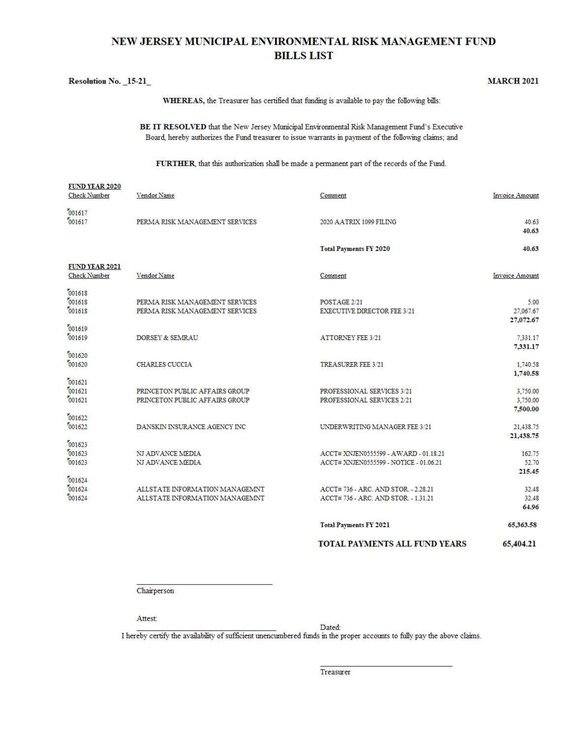# NEW JERSEY MUNICIPAL ENVIRONMENTAL RISK MANAGEMENT FUND
# BILLS LIST

**Resolution No. _15-21_** **MARCH 2021**

**WHEREAS,** the Treasurer has certified that funding is available to pay the following bills:

**BE IT RESOLVED** that the New Jersey Municipal Environmental Risk Management Fund's Executive Board, hereby authorizes the Fund treasurer to issue warrants in payment of the following claims; and

**FURTHER**, that this authorization shall be made a permanent part of the records of the Fund.

**FUND YEAR 2020**

| Check Number | Vendor Name | Comment | Invoice Amount |
|---|---|---|---|
| 001617 | | | |
| 001617 | PERMA RISK MANAGEMENT SERVICES | 2020 AATRIX 1099 FILING | 40.63 |
| | | | **40.63** |
| | | **Total Payments FY 2020** | **40.63** |

**FUND YEAR 2021**

| Check Number | Vendor Name | Comment | Invoice Amount |
|---|---|---|---|
| 001618 | | | |
| 001618 | PERMA RISK MANAGEMENT SERVICES | POSTAGE 2/21 | 5.00 |
| 001618 | PERMA RISK MANAGEMENT SERVICES | EXECUTIVE DIRECTOR FEE 3/21 | 27,067.67 |
| | | | **27,072.67** |
| 001619 | | | |
| 001619 | DORSEY & SEMRAU | ATTORNEY FEE 3/21 | 7,331.17 |
| | | | **7,331.17** |
| 001620 | | | |
| 001620 | CHARLES CUCCIA | TREASURER FEE 3/21 | 1,740.58 |
| | | | **1,740.58** |
| 001621 | | | |
| 001621 | PRINCETON PUBLIC AFFAIRS GROUP | PROFESSIONAL SERVICES 3/21 | 3,750.00 |
| 001621 | PRINCETON PUBLIC AFFAIRS GROUP | PROFESSIONAL SERVICES 2/21 | 3,750.00 |
| | | | **7,500.00** |
| 001622 | | | |
| 001622 | DANSKIN INSURANCE AGENCY INC | UNDERWRITING MANAGER FEE 3/21 | 21,438.75 |
| | | | **21,438.75** |
| 001623 | | | |
| 001623 | NJ ADVANCE MEDIA | ACCT# XNJEN0555599 - AWARD - 01.18.21 | 162.75 |
| 001623 | NJ ADVANCE MEDIA | ACCT# XNJEN0555599 - NOTICE - 01.06.21 | 52.70 |
| | | | **215.45** |
| 001624 | | | |
| 001624 | ALLSTATE INFORMATION MANAGEMNT | ACCT# 736 - ARC. AND STOR. - 2.28.21 | 32.48 |
| 001624 | ALLSTATE INFORMATION MANAGEMNT | ACCT# 736 - ARC. AND STOR. - 1.31.21 | 32.48 |
| | | | **64.96** |
| | | **Total Payments FY 2021** | **65,363.58** |
| | | **TOTAL PAYMENTS ALL FUND YEARS** | **65,404.21** |

\_\_\_\_\_\_\_\_\_\_\_\_\_\_\_\_\_\_\_\_\_\_\_\_\_\_\_\_\_\_
Chairperson

Attest:
\_\_\_\_\_\_\_\_\_\_\_\_\_\_\_\_\_\_\_\_\_\_\_\_\_\_\_\_\_\_ Dated:

I hereby certify the availability of sufficient unencumbered funds in the proper accounts to fully pay the above claims.

\_\_\_\_\_\_\_\_\_\_\_\_\_\_\_\_\_\_\_\_\_\_\_\_\_\_\_\_\_\_
Treasurer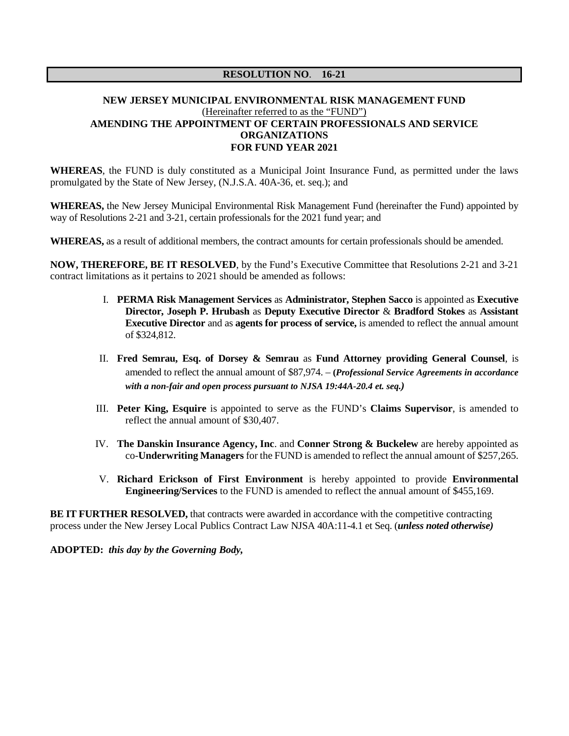**RESOLUTION NO. 16-21**

**NEW JERSEY MUNICIPAL ENVIRONMENTAL RISK MANAGEMENT FUND**
(Hereinafter referred to as the "FUND")
**AMENDING THE APPOINTMENT OF CERTAIN PROFESSIONALS AND SERVICE ORGANIZATIONS**
**FOR FUND YEAR 2021**

**WHEREAS**, the FUND is duly constituted as a Municipal Joint Insurance Fund, as permitted under the laws promulgated by the State of New Jersey, (N.J.S.A. 40A-36, et. seq.); and

**WHEREAS,** the New Jersey Municipal Environmental Risk Management Fund (hereinafter the Fund) appointed by way of Resolutions 2-21 and 3-21, certain professionals for the 2021 fund year; and

**WHEREAS,** as a result of additional members, the contract amounts for certain professionals should be amended.

**NOW, THEREFORE, BE IT RESOLVED**, by the Fund's Executive Committee that Resolutions 2-21 and 3-21 contract limitations as it pertains to 2021 should be amended as follows:

I. **PERMA Risk Management Services** as **Administrator, Stephen Sacco** is appointed as **Executive Director, Joseph P. Hrubash** as **Deputy Executive Director** & **Bradford Stokes** as **Assistant Executive Director** and as **agents for process of service,** is amended to reflect the annual amount of $324,812.

II. **Fred Semrau, Esq. of Dorsey & Semrau** as **Fund Attorney providing General Counsel**, is amended to reflect the annual amount of $87,974. – **(*Professional Service Agreements in accordance with a non-fair and open process pursuant to NJSA 19:44A-20.4 et. seq.)***

III. **Peter King, Esquire** is appointed to serve as the FUND's **Claims Supervisor**, is amended to reflect the annual amount of $30,407.

IV. **The Danskin Insurance Agency, Inc**. and **Conner Strong & Buckelew** are hereby appointed as co-**Underwriting Managers** for the FUND is amended to reflect the annual amount of $257,265.

V. **Richard Erickson of First Environment** is hereby appointed to provide **Environmental Engineering/Services** to the FUND is amended to reflect the annual amount of $455,169.

**BE IT FURTHER RESOLVED,** that contracts were awarded in accordance with the competitive contracting process under the New Jersey Local Publics Contract Law NJSA 40A:11-4.1 et Seq. (***unless noted otherwise)***

**ADOPTED:** ***this day by the Governing Body,***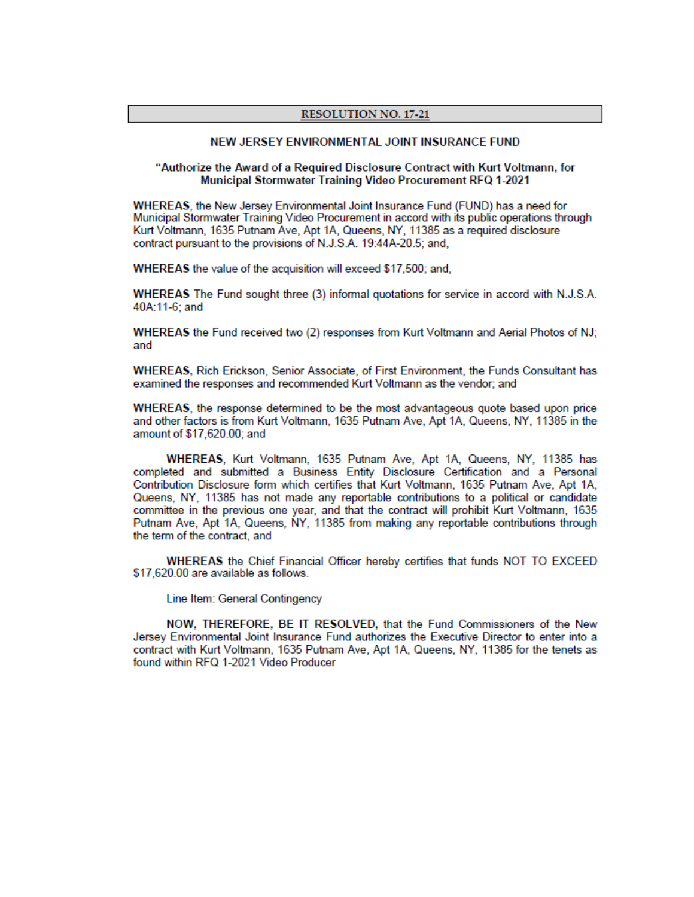## RESOLUTION NO. 17-21

### NEW JERSEY ENVIRONMENTAL JOINT INSURANCE FUND

**"Authorize the Award of a Required Disclosure Contract with Kurt Voltmann, for Municipal Stormwater Training Video Procurement RFQ 1-2021**

**WHEREAS,** the New Jersey Environmental Joint Insurance Fund (FUND) has a need for Municipal Stormwater Training Video Procurement in accord with its public operations through Kurt Voltmann, 1635 Putnam Ave, Apt 1A, Queens, NY, 11385 as a required disclosure contract pursuant to the provisions of N.J.S.A. 19:44A-20.5; and,

**WHEREAS** the value of the acquisition will exceed $17,500; and,

**WHEREAS** The Fund sought three (3) informal quotations for service in accord with N.J.S.A. 40A:11-6; and

**WHEREAS** the Fund received two (2) responses from Kurt Voltmann and Aerial Photos of NJ; and

**WHEREAS,** Rich Erickson, Senior Associate, of First Environment, the Funds Consultant has examined the responses and recommended Kurt Voltmann as the vendor; and

**WHEREAS,** the response determined to be the most advantageous quote based upon price and other factors is from Kurt Voltmann, 1635 Putnam Ave, Apt 1A, Queens, NY, 11385 in the amount of $17,620.00; and

**WHEREAS,** Kurt Voltmann, 1635 Putnam Ave, Apt 1A, Queens, NY, 11385 has completed and submitted a Business Entity Disclosure Certification and a Personal Contribution Disclosure form which certifies that Kurt Voltmann, 1635 Putnam Ave, Apt 1A, Queens, NY, 11385 has not made any reportable contributions to a political or candidate committee in the previous one year, and that the contract will prohibit Kurt Voltmann, 1635 Putnam Ave, Apt 1A, Queens, NY, 11385 from making any reportable contributions through the term of the contract, and

**WHEREAS** the Chief Financial Officer hereby certifies that funds NOT TO EXCEED $17,620.00 are available as follows.

Line Item: General Contingency

**NOW, THEREFORE, BE IT RESOLVED,** that the Fund Commissioners of the New Jersey Environmental Joint Insurance Fund authorizes the Executive Director to enter into a contract with Kurt Voltmann, 1635 Putnam Ave, Apt 1A, Queens, NY, 11385 for the tenets as found within RFQ 1-2021 Video Producer